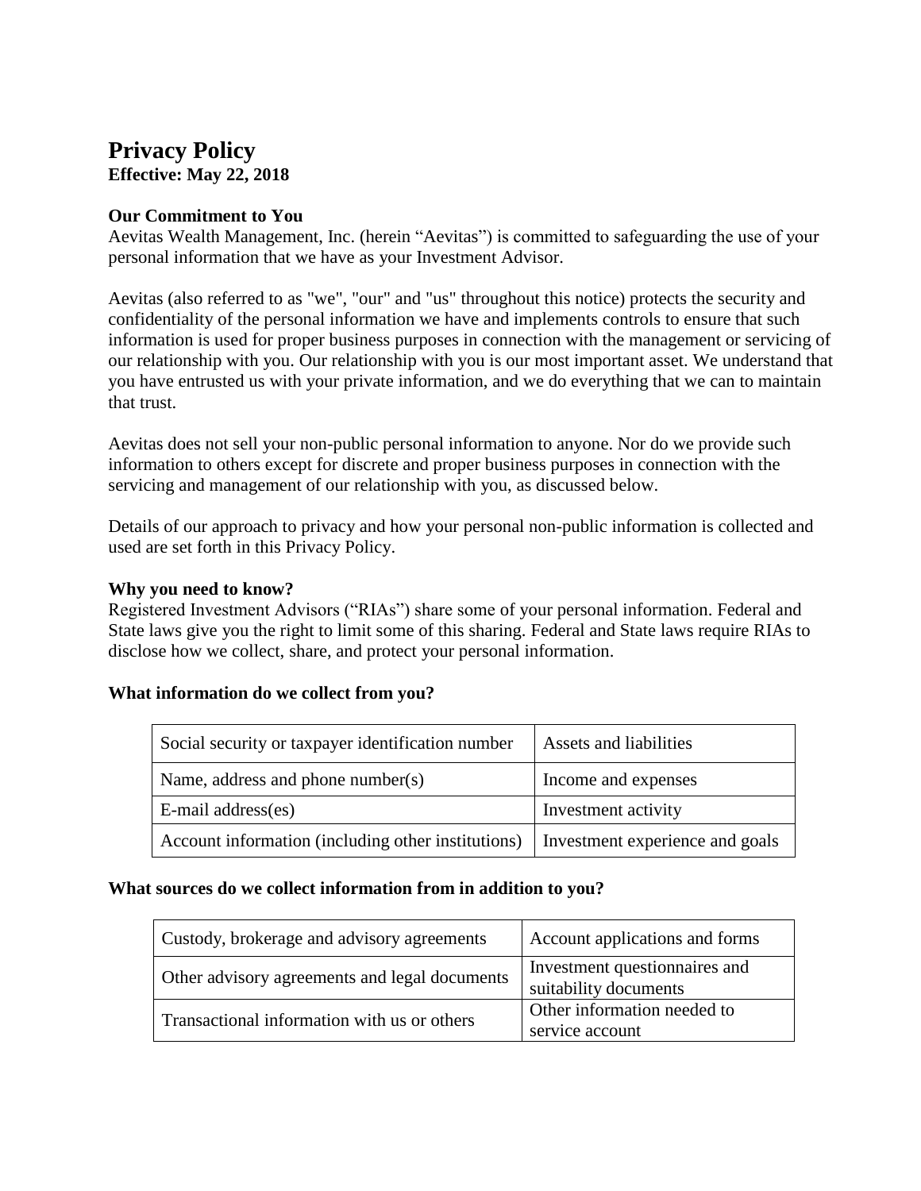# Privacy Policy

**Effective: May 22, 2018**

**Our Commitment to You**

Aevitas Wealth Management, Inc. (herein "Aevitas") is committed to safeguarding the use of your personal information that we have as your Investment Advisor.

Aevitas (also referred to as "we", "our" and "us" throughout this notice) protects the security and confidentiality of the personal information we have and implements controls to ensure that such information is used for proper business purposes in connection with the management or servicing of our relationship with you. Our relationship with you is our most important asset. We understand that you have entrusted us with your private information, and we do everything that we can to maintain that trust.

Aevitas does not sell your non-public personal information to anyone. Nor do we provide such information to others except for discrete and proper business purposes in connection with the servicing and management of our relationship with you, as discussed below.

Details of our approach to privacy and how your personal non-public information is collected and used are set forth in this Privacy Policy.

**Why you need to know?**

Registered Investment Advisors ("RIAs") share some of your personal information. Federal and State laws give you the right to limit some of this sharing. Federal and State laws require RIAs to disclose how we collect, share, and protect your personal information.

**What information do we collect from you?**

| | |
|---|---|
| Social security or taxpayer identification number | Assets and liabilities |
| Name, address and phone number(s) | Income and expenses |
| E-mail address(es) | Investment activity |
| Account information (including other institutions) | Investment experience and goals |

**What sources do we collect information from in addition to you?**

| | |
|---|---|
| Custody, brokerage and advisory agreements | Account applications and forms |
| Other advisory agreements and legal documents | Investment questionnaires and suitability documents |
| Transactional information with us or others | Other information needed to service account |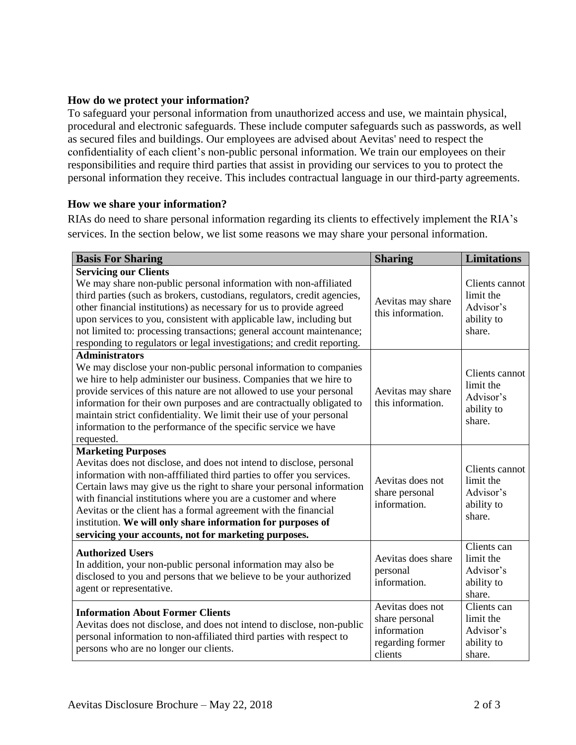### How do we protect your information?

To safeguard your personal information from unauthorized access and use, we maintain physical, procedural and electronic safeguards. These include computer safeguards such as passwords, as well as secured files and buildings. Our employees are advised about Aevitas' need to respect the confidentiality of each client's non-public personal information. We train our employees on their responsibilities and require third parties that assist in providing our services to you to protect the personal information they receive. This includes contractual language in our third-party agreements.

### How we share your information?

RIAs do need to share personal information regarding its clients to effectively implement the RIA's services. In the section below, we list some reasons we may share your personal information.

| Basis For Sharing | Sharing | Limitations |
|---|---|---|
| **Servicing our Clients**<br>We may share non-public personal information with non-affiliated third parties (such as brokers, custodians, regulators, credit agencies, other financial institutions) as necessary for us to provide agreed upon services to you, consistent with applicable law, including but not limited to: processing transactions; general account maintenance; responding to regulators or legal investigations; and credit reporting. | Aevitas may share this information. | Clients cannot limit the Advisor's ability to share. |
| **Administrators**<br>We may disclose your non-public personal information to companies we hire to help administer our business. Companies that we hire to provide services of this nature are not allowed to use your personal information for their own purposes and are contractually obligated to maintain strict confidentiality. We limit their use of your personal information to the performance of the specific service we have requested. | Aevitas may share this information. | Clients cannot limit the Advisor's ability to share. |
| **Marketing Purposes**<br>Aevitas does not disclose, and does not intend to disclose, personal information with non-afffiliated third parties to offer you services. Certain laws may give us the right to share your personal information with financial institutions where you are a customer and where Aevitas or the client has a formal agreement with the financial institution. **We will only share information for purposes of servicing your accounts, not for marketing purposes.** | Aevitas does not share personal information. | Clients cannot limit the Advisor's ability to share. |
| **Authorized Users**<br>In addition, your non-public personal information may also be disclosed to you and persons that we believe to be your authorized agent or representative. | Aevitas does share personal information. | Clients can limit the Advisor's ability to share. |
| **Information About Former Clients**<br>Aevitas does not disclose, and does not intend to disclose, non-public personal information to non-affiliated third parties with respect to persons who are no longer our clients. | Aevitas does not share personal information regarding former clients | Clients can limit the Advisor's ability to share. |

Aevitas Disclosure Brochure – May 22, 2018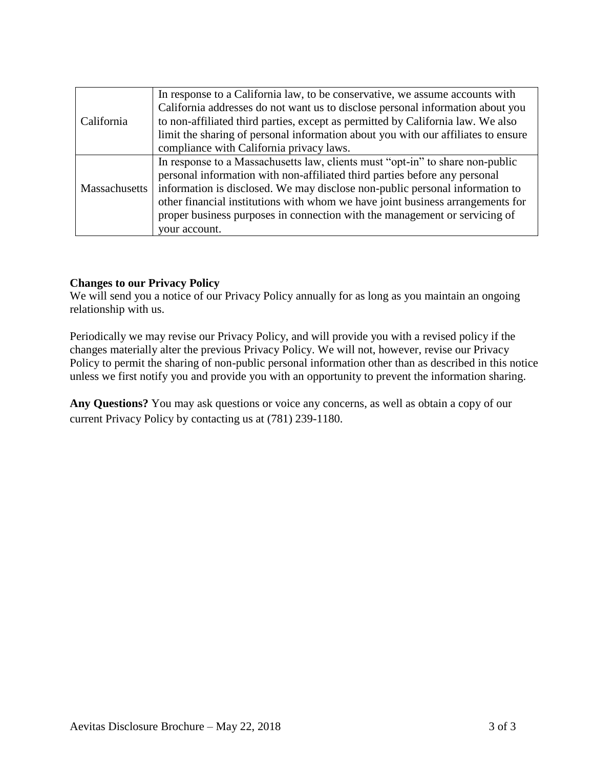| | |
|---|---|
| California | In response to a California law, to be conservative, we assume accounts with California addresses do not want us to disclose personal information about you to non-affiliated third parties, except as permitted by California law. We also limit the sharing of personal information about you with our affiliates to ensure compliance with California privacy laws. |
| Massachusetts | In response to a Massachusetts law, clients must "opt-in" to share non-public personal information with non-affiliated third parties before any personal information is disclosed. We may disclose non-public personal information to other financial institutions with whom we have joint business arrangements for proper business purposes in connection with the management or servicing of your account. |

**Changes to our Privacy Policy**
We will send you a notice of our Privacy Policy annually for as long as you maintain an ongoing relationship with us.

Periodically we may revise our Privacy Policy, and will provide you with a revised policy if the changes materially alter the previous Privacy Policy. We will not, however, revise our Privacy Policy to permit the sharing of non-public personal information other than as described in this notice unless we first notify you and provide you with an opportunity to prevent the information sharing.

**Any Questions?** You may ask questions or voice any concerns, as well as obtain a copy of our current Privacy Policy by contacting us at (781) 239-1180.